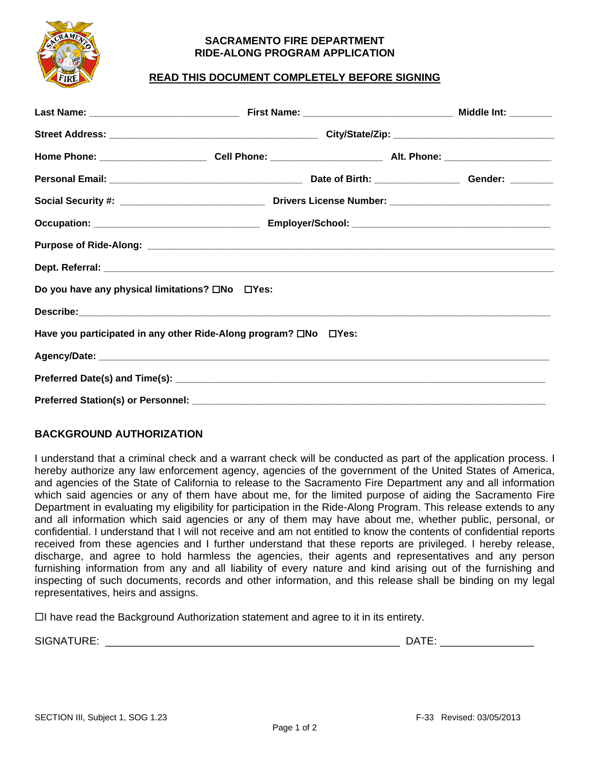# SACRAMENTO FIRE DEPARTMENT
# RIDE-ALONG PROGRAM APPLICATION

**<u>READ THIS DOCUMENT COMPLETELY BEFORE SIGNING</u>**

**Last Name:** ____________________________ **First Name:** ____________________________ **Middle Int:** ________

**Street Address:** ______________________________________ **City/State/Zip:** _____________________________

**Home Phone:** ____________________ **Cell Phone:** _____________________ **Alt. Phone:** ____________________

**Personal Email:** ___________________________________ **Date of Birth:** _______________ **Gender:** ________

**Social Security #:** ___________________________ **Drivers License Number:** ____________________________

**Occupation:** ______________________________ **Employer/School:** ____________________________________

**Purpose of Ride-Along:** ___________________________________________________________________________

**Dept. Referral:** ________________________________________________________________________________

**Do you have any physical limitations?** ☐**No** ☐**Yes:**

**Describe:**_____________________________________________________________________________________

**Have you participated in any other Ride-Along program?** ☐**No** ☐**Yes:**

**Agency/Date:** __________________________________________________________________________________

**Preferred Date(s) and Time(s):** ______________________________________________________________________

**Preferred Station(s) or Personnel:** ____________________________________________________________________

## BACKGROUND AUTHORIZATION

I understand that a criminal check and a warrant check will be conducted as part of the application process. I hereby authorize any law enforcement agency, agencies of the government of the United States of America, and agencies of the State of California to release to the Sacramento Fire Department any and all information which said agencies or any of them have about me, for the limited purpose of aiding the Sacramento Fire Department in evaluating my eligibility for participation in the Ride-Along Program. This release extends to any and all information which said agencies or any of them may have about me, whether public, personal, or confidential. I understand that I will not receive and am not entitled to know the contents of confidential reports received from these agencies and I further understand that these reports are privileged. I hereby release, discharge, and agree to hold harmless the agencies, their agents and representatives and any person furnishing information from any and all liability of every nature and kind arising out of the furnishing and inspecting of such documents, records and other information, and this release shall be binding on my legal representatives, heirs and assigns.

☐I have read the Background Authorization statement and agree to it in its entirety.

SIGNATURE: ____________________________________________________ DATE: ________________

SECTION III, Subject 1, SOG 1.23 F-33 Revised: 03/05/2013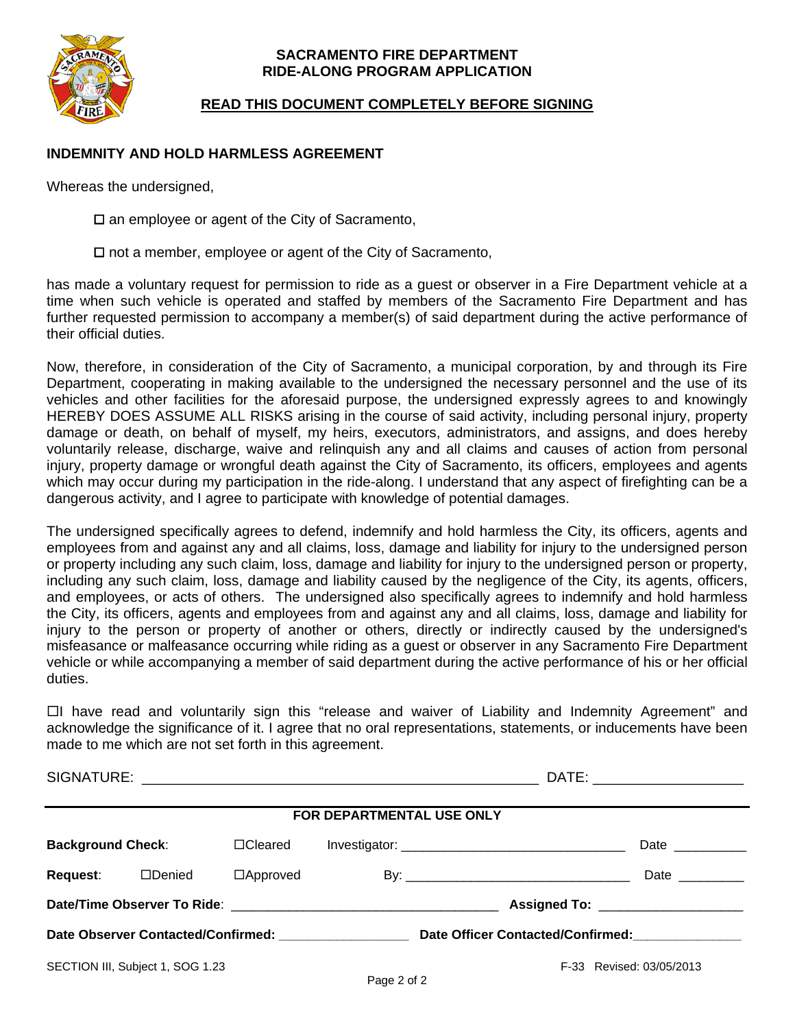**SACRAMENTO FIRE DEPARTMENT**
**RIDE-ALONG PROGRAM APPLICATION**

**READ THIS DOCUMENT COMPLETELY BEFORE SIGNING**

## INDEMNITY AND HOLD HARMLESS AGREEMENT

Whereas the undersigned,

☐ an employee or agent of the City of Sacramento,

☐ not a member, employee or agent of the City of Sacramento,

has made a voluntary request for permission to ride as a guest or observer in a Fire Department vehicle at a time when such vehicle is operated and staffed by members of the Sacramento Fire Department and has further requested permission to accompany a member(s) of said department during the active performance of their official duties.

Now, therefore, in consideration of the City of Sacramento, a municipal corporation, by and through its Fire Department, cooperating in making available to the undersigned the necessary personnel and the use of its vehicles and other facilities for the aforesaid purpose, the undersigned expressly agrees to and knowingly HEREBY DOES ASSUME ALL RISKS arising in the course of said activity, including personal injury, property damage or death, on behalf of myself, my heirs, executors, administrators, and assigns, and does hereby voluntarily release, discharge, waive and relinquish any and all claims and causes of action from personal injury, property damage or wrongful death against the City of Sacramento, its officers, employees and agents which may occur during my participation in the ride-along. I understand that any aspect of firefighting can be a dangerous activity, and I agree to participate with knowledge of potential damages.

The undersigned specifically agrees to defend, indemnify and hold harmless the City, its officers, agents and employees from and against any and all claims, loss, damage and liability for injury to the undersigned person or property including any such claim, loss, damage and liability for injury to the undersigned person or property, including any such claim, loss, damage and liability caused by the negligence of the City, its agents, officers, and employees, or acts of others. The undersigned also specifically agrees to indemnify and hold harmless the City, its officers, agents and employees from and against any and all claims, loss, damage and liability for injury to the person or property of another or others, directly or indirectly caused by the undersigned's misfeasance or malfeasance occurring while riding as a guest or observer in any Sacramento Fire Department vehicle or while accompanying a member of said department during the active performance of his or her official duties.

☐I have read and voluntarily sign this "release and waiver of Liability and Indemnity Agreement" and acknowledge the significance of it. I agree that no oral representations, statements, or inducements have been made to me which are not set forth in this agreement.

SIGNATURE: ________________________________________________ DATE: ________________

---

**FOR DEPARTMENTAL USE ONLY**

**Background Check**: ☐Cleared Investigator: ____________________________ Date __________

**Request**: ☐Denied ☐Approved By: ____________________________ Date _________

**Date/Time Observer To Ride**: ________________________________ **Assigned To**: __________________

**Date Observer Contacted/Confirmed**: ________________ **Date Officer Contacted/Confirmed**: ______________

SECTION III, Subject 1, SOG 1.23

F-33 Revised: 03/05/2013